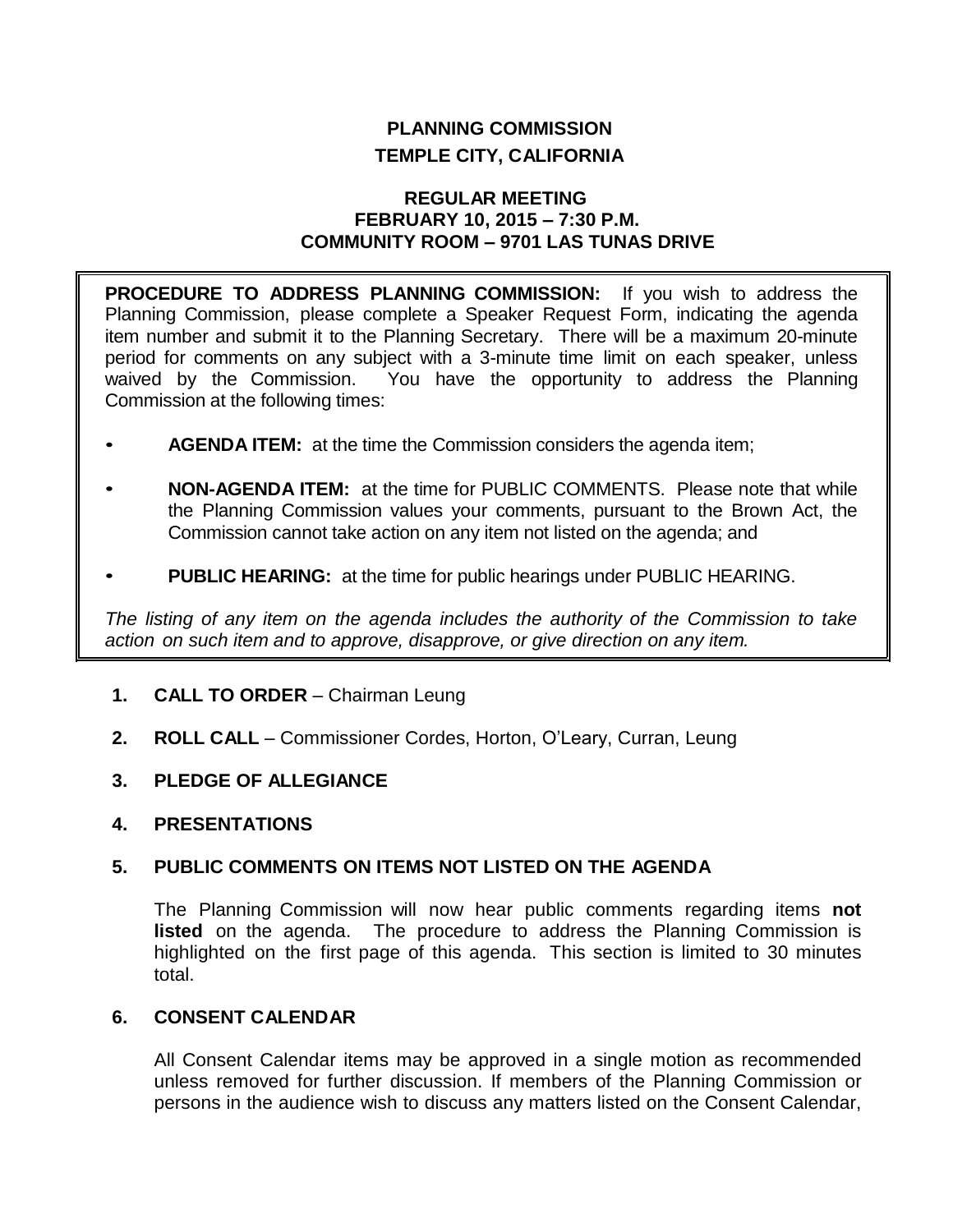# PLANNING COMMISSION
## TEMPLE CITY, CALIFORNIA

### REGULAR MEETING
### FEBRUARY 10, 2015 – 7:30 P.M.
### COMMUNITY ROOM – 9701 LAS TUNAS DRIVE

**PROCEDURE TO ADDRESS PLANNING COMMISSION:** If you wish to address the Planning Commission, please complete a Speaker Request Form, indicating the agenda item number and submit it to the Planning Secretary. There will be a maximum 20-minute period for comments on any subject with a 3-minute time limit on each speaker, unless waived by the Commission. You have the opportunity to address the Planning Commission at the following times:

- **AGENDA ITEM:** at the time the Commission considers the agenda item;
- **NON-AGENDA ITEM:** at the time for PUBLIC COMMENTS. Please note that while the Planning Commission values your comments, pursuant to the Brown Act, the Commission cannot take action on any item not listed on the agenda; and
- **PUBLIC HEARING:** at the time for public hearings under PUBLIC HEARING.

*The listing of any item on the agenda includes the authority of the Commission to take action on such item and to approve, disapprove, or give direction on any item.*

**1. CALL TO ORDER** – Chairman Leung

**2. ROLL CALL** – Commissioner Cordes, Horton, O'Leary, Curran, Leung

**3. PLEDGE OF ALLEGIANCE**

**4. PRESENTATIONS**

**5. PUBLIC COMMENTS ON ITEMS NOT LISTED ON THE AGENDA**

The Planning Commission will now hear public comments regarding items **not listed** on the agenda. The procedure to address the Planning Commission is highlighted on the first page of this agenda. This section is limited to 30 minutes total.

**6. CONSENT CALENDAR**

All Consent Calendar items may be approved in a single motion as recommended unless removed for further discussion. If members of the Planning Commission or persons in the audience wish to discuss any matters listed on the Consent Calendar,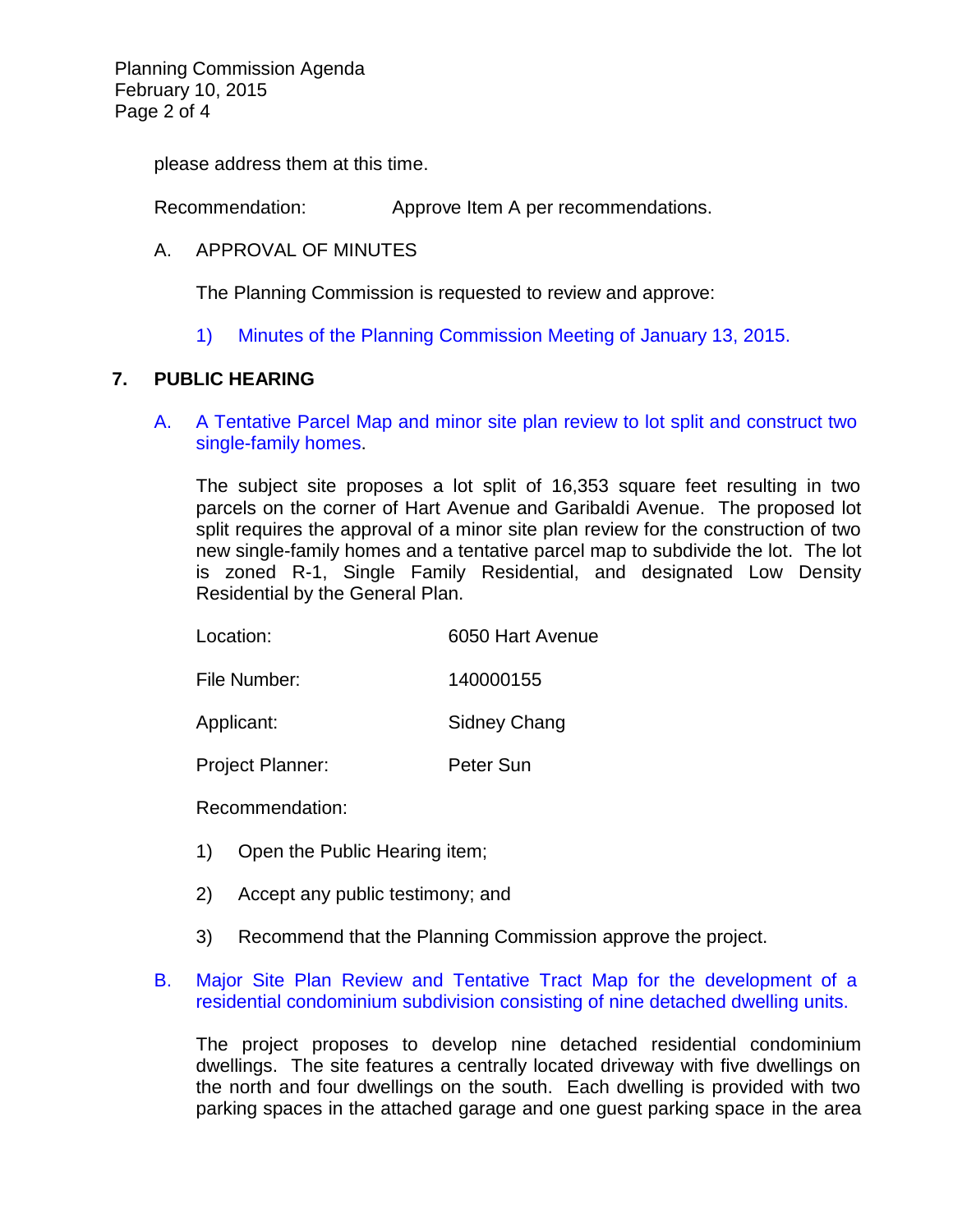please address them at this time.

Recommendation: Approve Item A per recommendations.

A. APPROVAL OF MINUTES

The Planning Commission is requested to review and approve:

1) Minutes of the Planning Commission Meeting of January 13, 2015.

## 7. PUBLIC HEARING

A. A Tentative Parcel Map and minor site plan review to lot split and construct two single-family homes.

The subject site proposes a lot split of 16,353 square feet resulting in two parcels on the corner of Hart Avenue and Garibaldi Avenue. The proposed lot split requires the approval of a minor site plan review for the construction of two new single-family homes and a tentative parcel map to subdivide the lot. The lot is zoned R-1, Single Family Residential, and designated Low Density Residential by the General Plan.

Location: 6050 Hart Avenue

File Number: 140000155

Applicant: Sidney Chang

Project Planner: Peter Sun

Recommendation:

1) Open the Public Hearing item;

2) Accept any public testimony; and

3) Recommend that the Planning Commission approve the project.

B. Major Site Plan Review and Tentative Tract Map for the development of a residential condominium subdivision consisting of nine detached dwelling units.

The project proposes to develop nine detached residential condominium dwellings. The site features a centrally located driveway with five dwellings on the north and four dwellings on the south. Each dwelling is provided with two parking spaces in the attached garage and one guest parking space in the area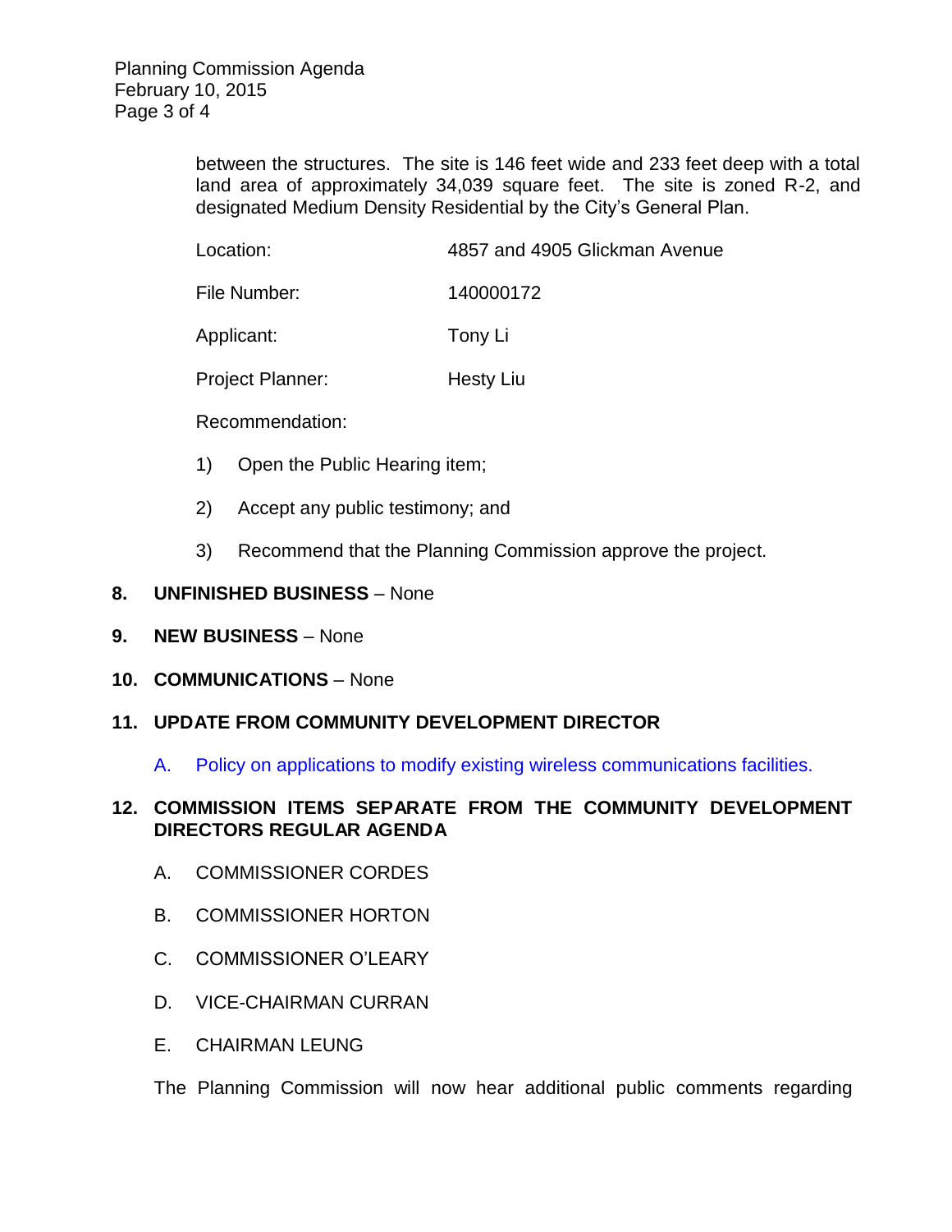between the structures. The site is 146 feet wide and 233 feet deep with a total land area of approximately 34,039 square feet. The site is zoned R-2, and designated Medium Density Residential by the City's General Plan.

Location: 4857 and 4905 Glickman Avenue

File Number: 140000172

Applicant: Tony Li

Project Planner: Hesty Liu

Recommendation:

1) Open the Public Hearing item;

2) Accept any public testimony; and

3) Recommend that the Planning Commission approve the project.

**8. UNFINISHED BUSINESS** – None

**9. NEW BUSINESS** – None

**10. COMMUNICATIONS** – None

**11. UPDATE FROM COMMUNITY DEVELOPMENT DIRECTOR**

A. Policy on applications to modify existing wireless communications facilities.

**12. COMMISSION ITEMS SEPARATE FROM THE COMMUNITY DEVELOPMENT DIRECTORS REGULAR AGENDA**

A. COMMISSIONER CORDES

B. COMMISSIONER HORTON

C. COMMISSIONER O'LEARY

D. VICE-CHAIRMAN CURRAN

E. CHAIRMAN LEUNG

The Planning Commission will now hear additional public comments regarding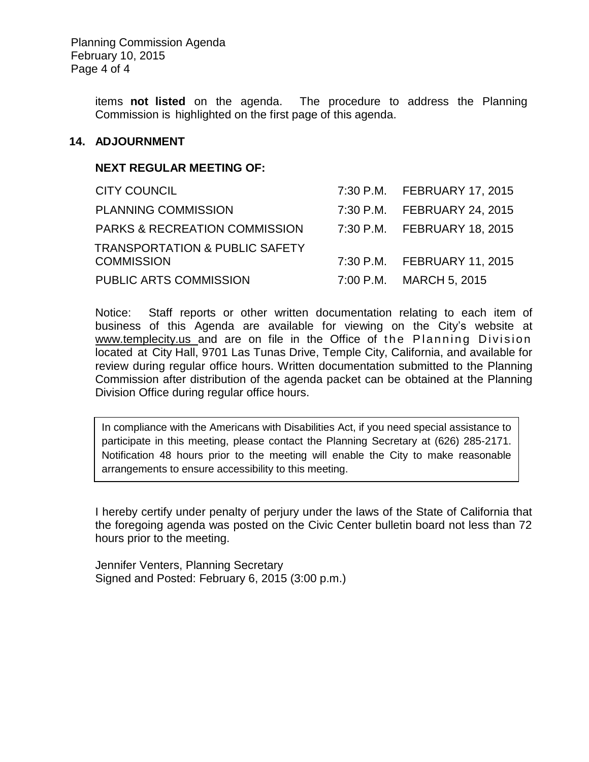items **not listed** on the agenda. The procedure to address the Planning Commission is highlighted on the first page of this agenda.

## 14. ADJOURNMENT

**NEXT REGULAR MEETING OF:**

| | | |
|---|---|---|
| CITY COUNCIL | 7:30 P.M. | FEBRUARY 17, 2015 |
| PLANNING COMMISSION | 7:30 P.M. | FEBRUARY 24, 2015 |
| PARKS & RECREATION COMMISSION | 7:30 P.M. | FEBRUARY 18, 2015 |
| TRANSPORTATION & PUBLIC SAFETY COMMISSION | 7:30 P.M. | FEBRUARY 11, 2015 |
| PUBLIC ARTS COMMISSION | 7:00 P.M. | MARCH 5, 2015 |

Notice: Staff reports or other written documentation relating to each item of business of this Agenda are available for viewing on the City's website at www.templecity.us and are on file in the Office of the Planning Division located at City Hall, 9701 Las Tunas Drive, Temple City, California, and available for review during regular office hours. Written documentation submitted to the Planning Commission after distribution of the agenda packet can be obtained at the Planning Division Office during regular office hours.

> In compliance with the Americans with Disabilities Act, if you need special assistance to participate in this meeting, please contact the Planning Secretary at (626) 285-2171. Notification 48 hours prior to the meeting will enable the City to make reasonable arrangements to ensure accessibility to this meeting.

I hereby certify under penalty of perjury under the laws of the State of California that the foregoing agenda was posted on the Civic Center bulletin board not less than 72 hours prior to the meeting.

Jennifer Venters, Planning Secretary
Signed and Posted: February 6, 2015 (3:00 p.m.)